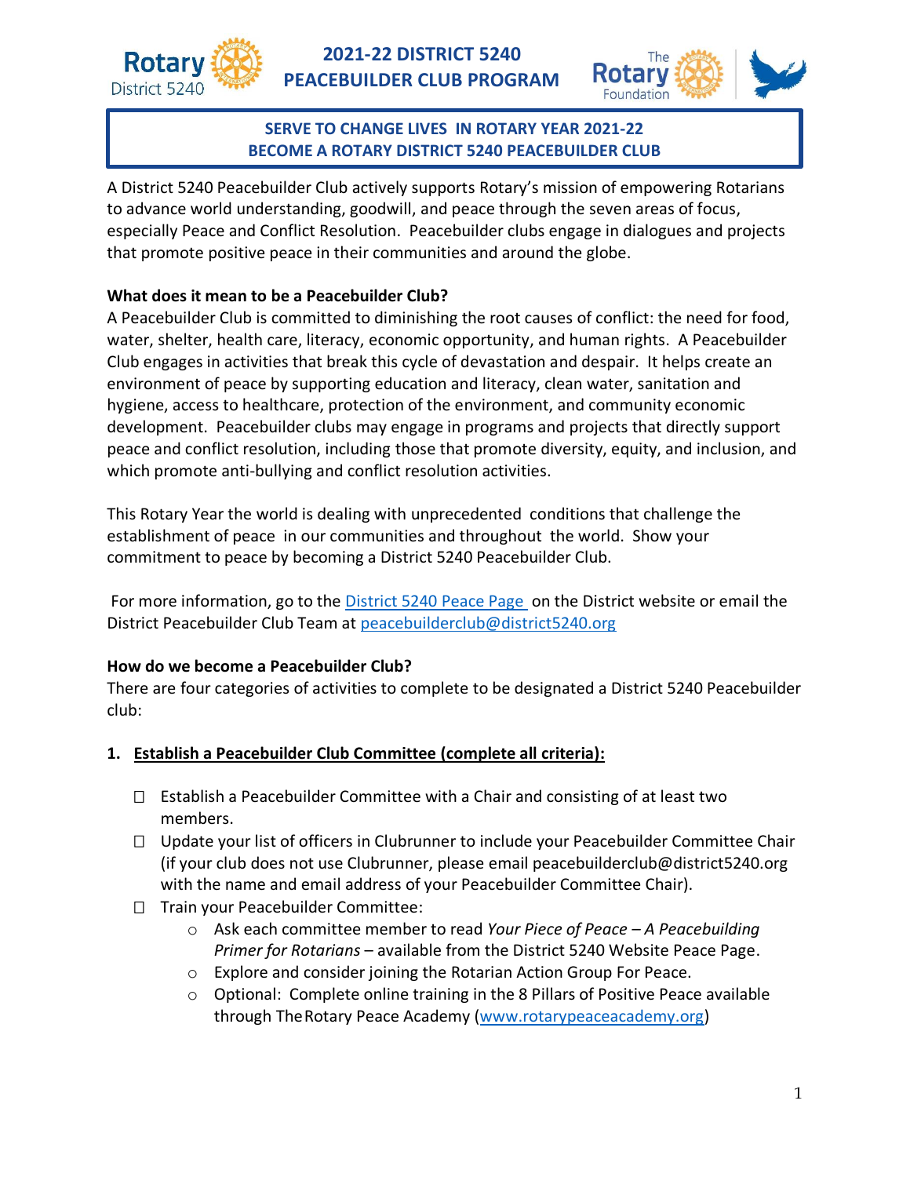# 2021-22 DISTRICT 5240 PEACEBUILDER CLUB PROGRAM

**SERVE TO CHANGE LIVES IN ROTARY YEAR 2021-22**
**BECOME A ROTARY DISTRICT 5240 PEACEBUILDER CLUB**

A District 5240 Peacebuilder Club actively supports Rotary's mission of empowering Rotarians to advance world understanding, goodwill, and peace through the seven areas of focus, especially Peace and Conflict Resolution. Peacebuilder clubs engage in dialogues and projects that promote positive peace in their communities and around the globe.

**What does it mean to be a Peacebuilder Club?**

A Peacebuilder Club is committed to diminishing the root causes of conflict: the need for food, water, shelter, health care, literacy, economic opportunity, and human rights. A Peacebuilder Club engages in activities that break this cycle of devastation and despair. It helps create an environment of peace by supporting education and literacy, clean water, sanitation and hygiene, access to healthcare, protection of the environment, and community economic development. Peacebuilder clubs may engage in programs and projects that directly support peace and conflict resolution, including those that promote diversity, equity, and inclusion, and which promote anti-bullying and conflict resolution activities.

This Rotary Year the world is dealing with unprecedented conditions that challenge the establishment of peace in our communities and throughout the world. Show your commitment to peace by becoming a District 5240 Peacebuilder Club.

For more information, go to the [District 5240 Peace Page](#) on the District website or email the District Peacebuilder Club Team at [peacebuilderclub@district5240.org](mailto:peacebuilderclub@district5240.org)

**How do we become a Peacebuilder Club?**

There are four categories of activities to complete to be designated a District 5240 Peacebuilder club:

1. **<u>Establish a Peacebuilder Club Committee (complete all criteria):</u>**

   - ☐ Establish a Peacebuilder Committee with a Chair and consisting of at least two members.
   - ☐ Update your list of officers in Clubrunner to include your Peacebuilder Committee Chair (if your club does not use Clubrunner, please email peacebuilderclub@district5240.org with the name and email address of your Peacebuilder Committee Chair).
   - ☐ Train your Peacebuilder Committee:
     - Ask each committee member to read *Your Piece of Peace – A Peacebuilding Primer for Rotarians* – available from the District 5240 Website Peace Page.
     - Explore and consider joining the Rotarian Action Group For Peace.
     - Optional: Complete online training in the 8 Pillars of Positive Peace available through The Rotary Peace Academy ([www.rotarypeaceacademy.org](http://www.rotarypeaceacademy.org))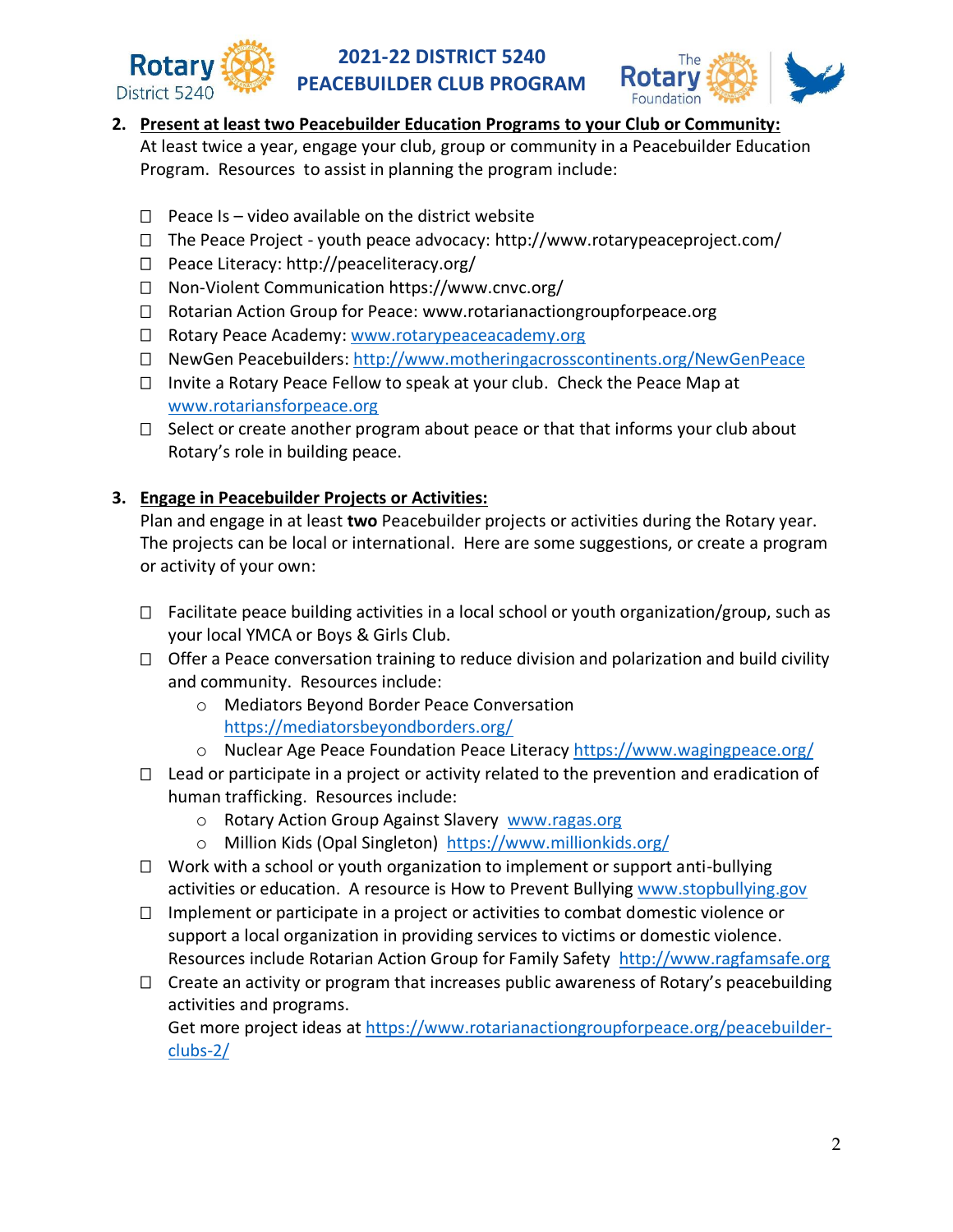2. **Present at least two Peacebuilder Education Programs to your Club or Community:**
   At least twice a year, engage your club, group or community in a Peacebuilder Education Program. Resources to assist in planning the program include:

   - ☐ Peace Is – video available on the district website
   - ☐ The Peace Project - youth peace advocacy: http://www.rotarypeaceproject.com/
   - ☐ Peace Literacy: http://peaceliteracy.org/
   - ☐ Non-Violent Communication https://www.cnvc.org/
   - ☐ Rotarian Action Group for Peace: www.rotarianactiongroupforpeace.org
   - ☐ Rotary Peace Academy: www.rotarypeaceacademy.org
   - ☐ NewGen Peacebuilders: http://www.motheringacrosscontinents.org/NewGenPeace
   - ☐ Invite a Rotary Peace Fellow to speak at your club. Check the Peace Map at www.rotariansforpeace.org
   - ☐ Select or create another program about peace or that that informs your club about Rotary's role in building peace.

3. **Engage in Peacebuilder Projects or Activities:**
   Plan and engage in at least **two** Peacebuilder projects or activities during the Rotary year. The projects can be local or international. Here are some suggestions, or create a program or activity of your own:

   - ☐ Facilitate peace building activities in a local school or youth organization/group, such as your local YMCA or Boys & Girls Club.
   - ☐ Offer a Peace conversation training to reduce division and polarization and build civility and community. Resources include:
     - Mediators Beyond Border Peace Conversation https://mediatorsbeyondborders.org/
     - Nuclear Age Peace Foundation Peace Literacy https://www.wagingpeace.org/
   - ☐ Lead or participate in a project or activity related to the prevention and eradication of human trafficking. Resources include:
     - Rotary Action Group Against Slavery www.ragas.org
     - Million Kids (Opal Singleton) https://www.millionkids.org/
   - ☐ Work with a school or youth organization to implement or support anti-bullying activities or education. A resource is How to Prevent Bullying www.stopbullying.gov
   - ☐ Implement or participate in a project or activities to combat domestic violence or support a local organization in providing services to victims or domestic violence. Resources include Rotarian Action Group for Family Safety http://www.ragfamsafe.org
   - ☐ Create an activity or program that increases public awareness of Rotary's peacebuilding activities and programs.
     Get more project ideas at https://www.rotarianactiongroupforpeace.org/peacebuilder-clubs-2/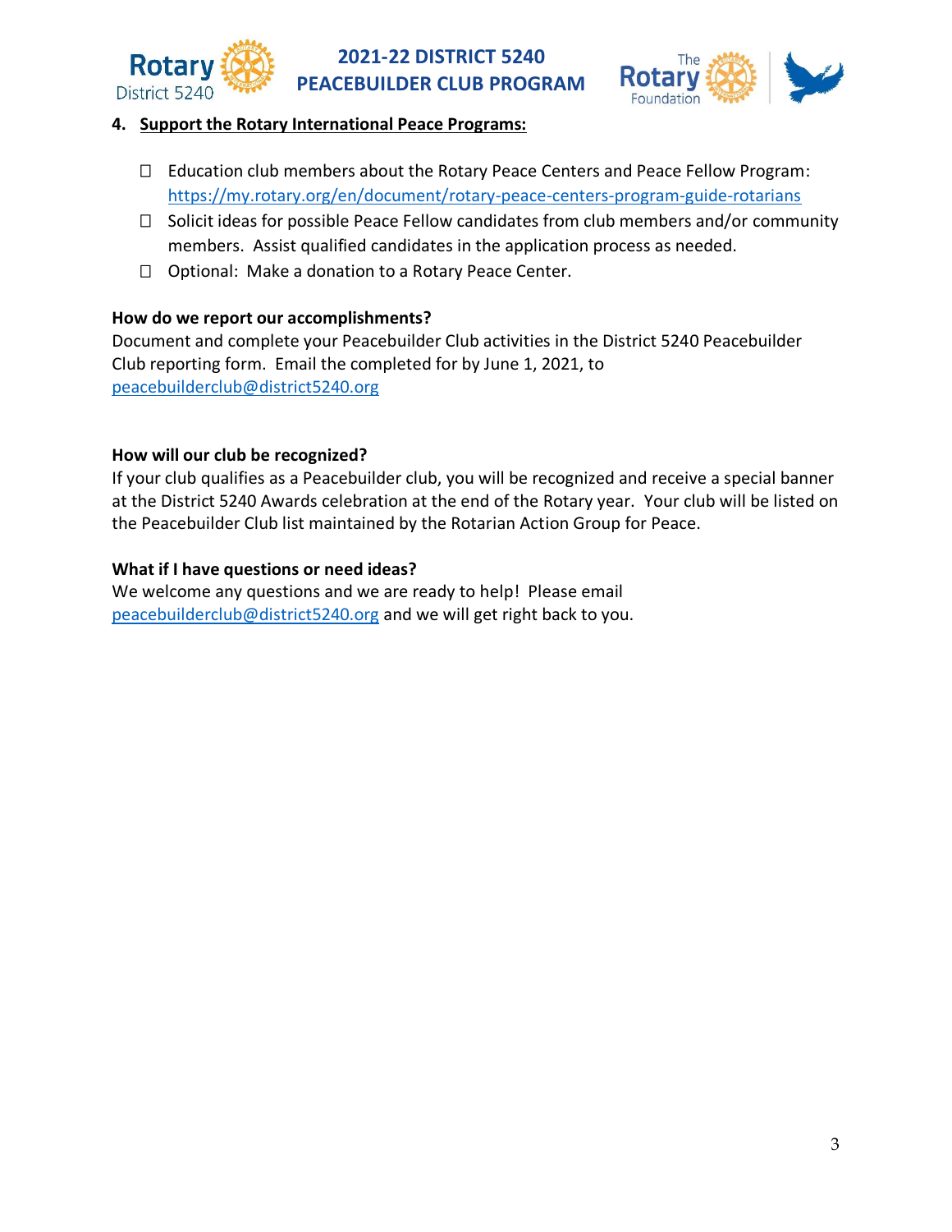4. **Support the Rotary International Peace Programs:**

- ☐ Education club members about the Rotary Peace Centers and Peace Fellow Program: https://my.rotary.org/en/document/rotary-peace-centers-program-guide-rotarians
- ☐ Solicit ideas for possible Peace Fellow candidates from club members and/or community members. Assist qualified candidates in the application process as needed.
- ☐ Optional: Make a donation to a Rotary Peace Center.

**How do we report our accomplishments?**

Document and complete your Peacebuilder Club activities in the District 5240 Peacebuilder Club reporting form. Email the completed for by June 1, 2021, to peacebuilderclub@district5240.org

**How will our club be recognized?**

If your club qualifies as a Peacebuilder club, you will be recognized and receive a special banner at the District 5240 Awards celebration at the end of the Rotary year. Your club will be listed on the Peacebuilder Club list maintained by the Rotarian Action Group for Peace.

**What if I have questions or need ideas?**

We welcome any questions and we are ready to help! Please email peacebuilderclub@district5240.org and we will get right back to you.